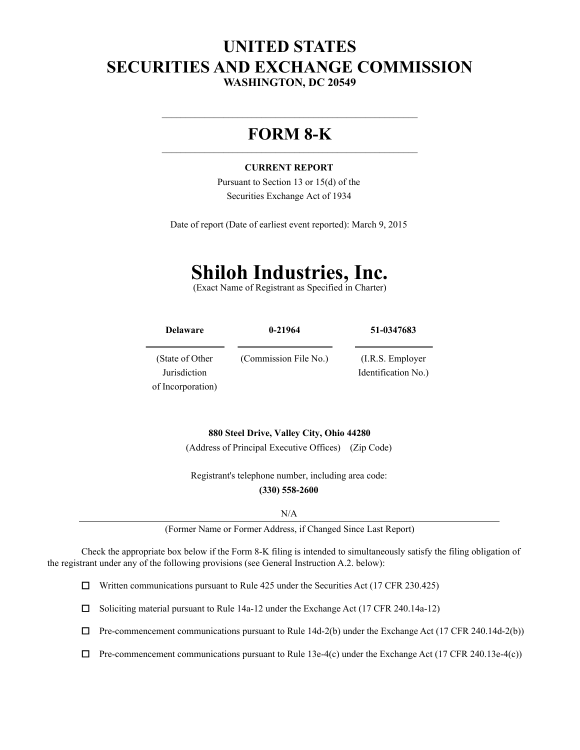# UNITED STATES
# SECURITIES AND EXCHANGE COMMISSION
**WASHINGTON, DC 20549**

---

# FORM 8-K

---

**CURRENT REPORT**

Pursuant to Section 13 or 15(d) of the
Securities Exchange Act of 1934

Date of report (Date of earliest event reported): March 9, 2015

# Shiloh Industries, Inc.
(Exact Name of Registrant as Specified in Charter)

| **Delaware** | **0-21964** | **51-0347683** |
|---|---|---|
| (State of Other Jurisdiction of Incorporation) | (Commission File No.) | (I.R.S. Employer Identification No.) |

**880 Steel Drive, Valley City, Ohio 44280**
(Address of Principal Executive Offices) (Zip Code)

Registrant's telephone number, including area code:
**(330) 558-2600**

N/A

(Former Name or Former Address, if Changed Since Last Report)

Check the appropriate box below if the Form 8-K filing is intended to simultaneously satisfy the filing obligation of the registrant under any of the following provisions (see General Instruction A.2. below):

☐ Written communications pursuant to Rule 425 under the Securities Act (17 CFR 230.425)

☐ Soliciting material pursuant to Rule 14a-12 under the Exchange Act (17 CFR 240.14a-12)

☐ Pre-commencement communications pursuant to Rule 14d-2(b) under the Exchange Act (17 CFR 240.14d-2(b))

☐ Pre-commencement communications pursuant to Rule 13e-4(c) under the Exchange Act (17 CFR 240.13e-4(c))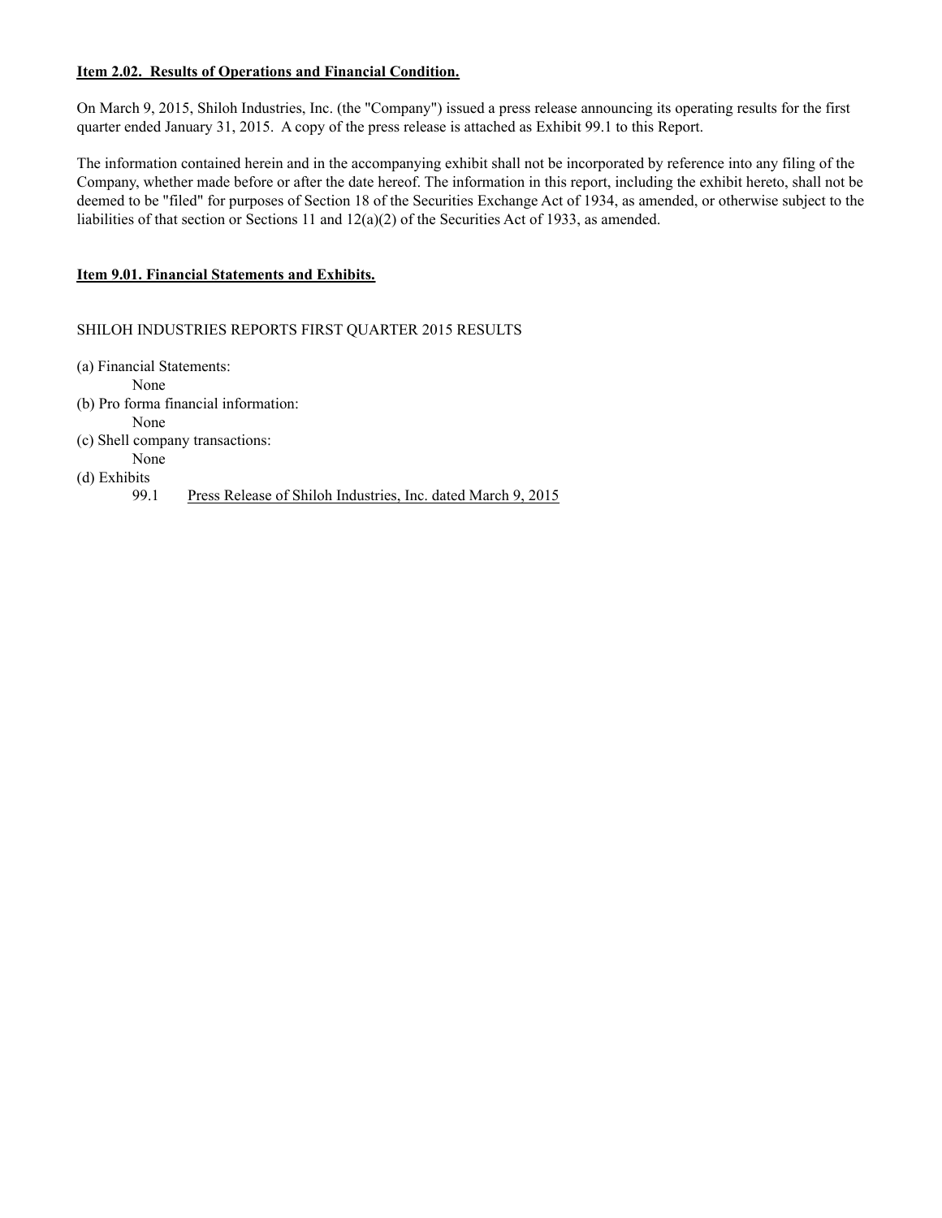**Item 2.02. Results of Operations and Financial Condition.**

On March 9, 2015, Shiloh Industries, Inc. (the "Company") issued a press release announcing its operating results for the first quarter ended January 31, 2015. A copy of the press release is attached as Exhibit 99.1 to this Report.

The information contained herein and in the accompanying exhibit shall not be incorporated by reference into any filing of the Company, whether made before or after the date hereof. The information in this report, including the exhibit hereto, shall not be deemed to be "filed" for purposes of Section 18 of the Securities Exchange Act of 1934, as amended, or otherwise subject to the liabilities of that section or Sections 11 and 12(a)(2) of the Securities Act of 1933, as amended.

**Item 9.01. Financial Statements and Exhibits.**

SHILOH INDUSTRIES REPORTS FIRST QUARTER 2015 RESULTS

(a) Financial Statements:
    None
(b) Pro forma financial information:
    None
(c) Shell company transactions:
    None
(d) Exhibits
    99.1    Press Release of Shiloh Industries, Inc. dated March 9, 2015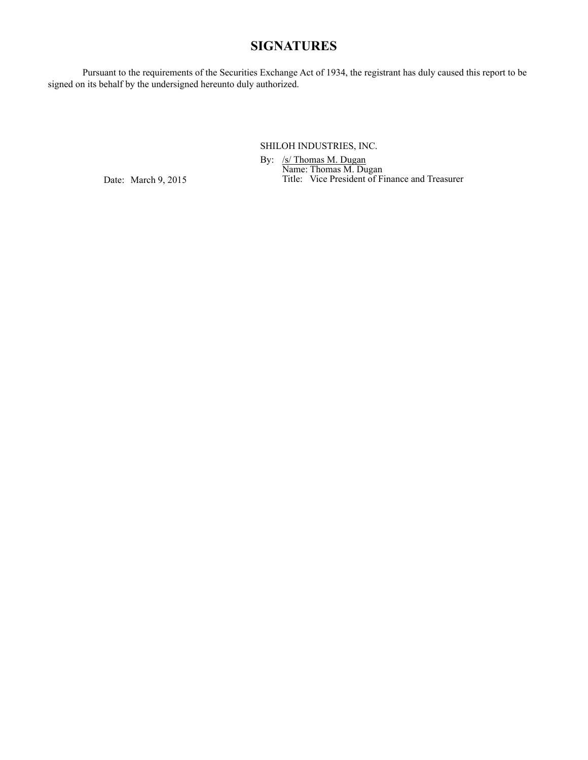# SIGNATURES

Pursuant to the requirements of the Securities Exchange Act of 1934, the registrant has duly caused this report to be signed on its behalf by the undersigned hereunto duly authorized.

SHILOH INDUSTRIES, INC.

By: /s/ Thomas M. Dugan
Name: Thomas M. Dugan
Title: Vice President of Finance and Treasurer

Date: March 9, 2015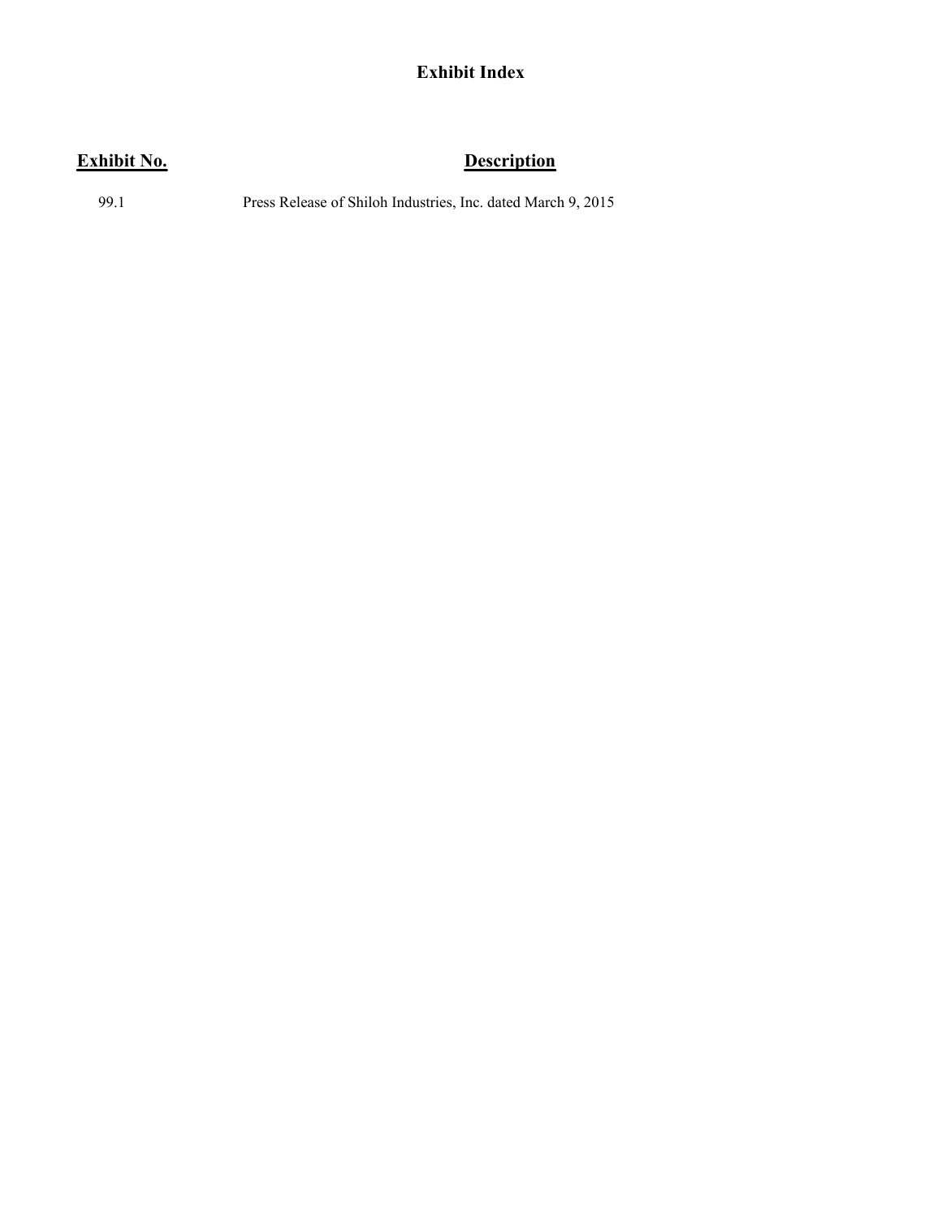## Exhibit Index

| Exhibit No. | Description |
| --- | --- |
| 99.1 | Press Release of Shiloh Industries, Inc. dated March 9, 2015 |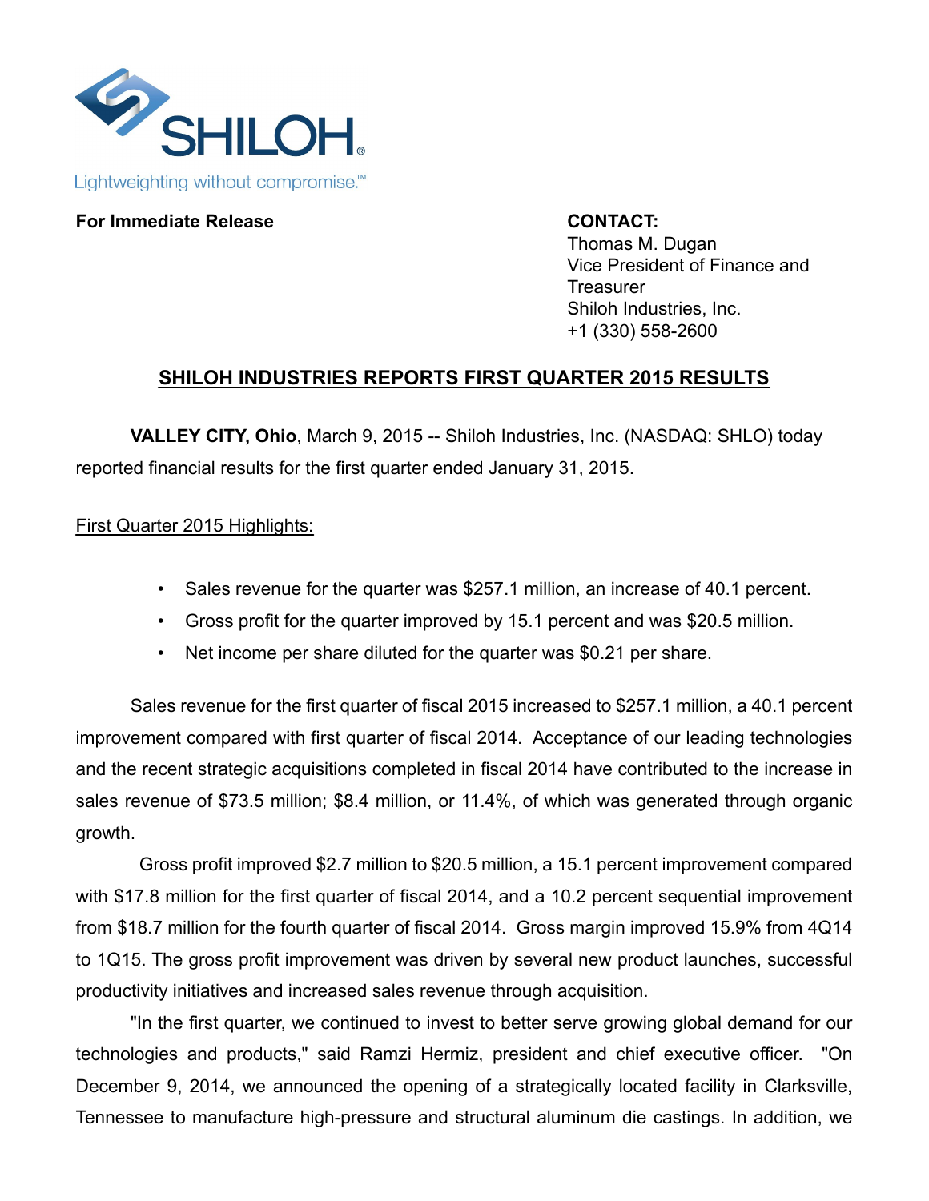**SHILOH**

Lightweighting without compromise.™

**For Immediate Release**

**CONTACT:**
Thomas M. Dugan
Vice President of Finance and Treasurer
Shiloh Industries, Inc.
+1 (330) 558-2600

## SHILOH INDUSTRIES REPORTS FIRST QUARTER 2015 RESULTS

**VALLEY CITY, Ohio**, March 9, 2015 -- Shiloh Industries, Inc. (NASDAQ: SHLO) today reported financial results for the first quarter ended January 31, 2015.

First Quarter 2015 Highlights:

- Sales revenue for the quarter was $257.1 million, an increase of 40.1 percent.
- Gross profit for the quarter improved by 15.1 percent and was $20.5 million.
- Net income per share diluted for the quarter was $0.21 per share.

Sales revenue for the first quarter of fiscal 2015 increased to $257.1 million, a 40.1 percent improvement compared with first quarter of fiscal 2014. Acceptance of our leading technologies and the recent strategic acquisitions completed in fiscal 2014 have contributed to the increase in sales revenue of $73.5 million; $8.4 million, or 11.4%, of which was generated through organic growth.

Gross profit improved $2.7 million to $20.5 million, a 15.1 percent improvement compared with $17.8 million for the first quarter of fiscal 2014, and a 10.2 percent sequential improvement from $18.7 million for the fourth quarter of fiscal 2014. Gross margin improved 15.9% from 4Q14 to 1Q15. The gross profit improvement was driven by several new product launches, successful productivity initiatives and increased sales revenue through acquisition.

"In the first quarter, we continued to invest to better serve growing global demand for our technologies and products," said Ramzi Hermiz, president and chief executive officer. "On December 9, 2014, we announced the opening of a strategically located facility in Clarksville, Tennessee to manufacture high-pressure and structural aluminum die castings. In addition, we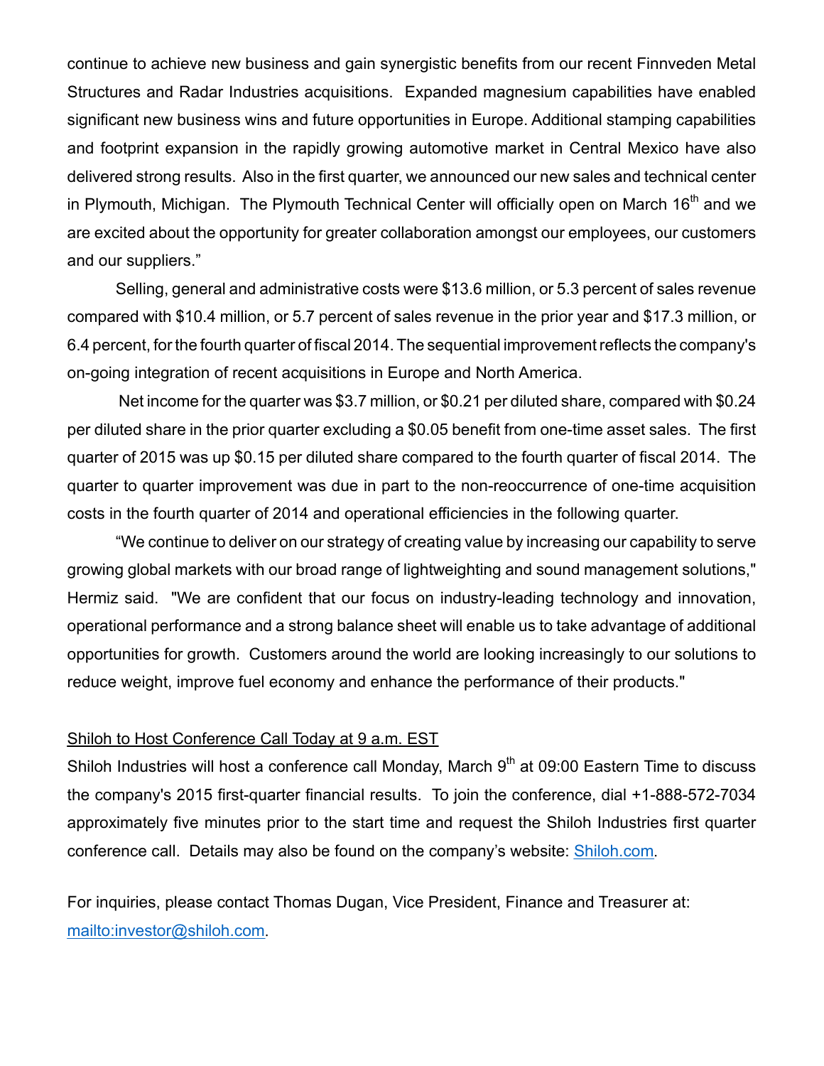continue to achieve new business and gain synergistic benefits from our recent Finnveden Metal Structures and Radar Industries acquisitions. Expanded magnesium capabilities have enabled significant new business wins and future opportunities in Europe. Additional stamping capabilities and footprint expansion in the rapidly growing automotive market in Central Mexico have also delivered strong results. Also in the first quarter, we announced our new sales and technical center in Plymouth, Michigan. The Plymouth Technical Center will officially open on March 16th and we are excited about the opportunity for greater collaboration amongst our employees, our customers and our suppliers."

Selling, general and administrative costs were $13.6 million, or 5.3 percent of sales revenue compared with $10.4 million, or 5.7 percent of sales revenue in the prior year and $17.3 million, or 6.4 percent, for the fourth quarter of fiscal 2014. The sequential improvement reflects the company's on-going integration of recent acquisitions in Europe and North America.

Net income for the quarter was $3.7 million, or $0.21 per diluted share, compared with $0.24 per diluted share in the prior quarter excluding a $0.05 benefit from one-time asset sales. The first quarter of 2015 was up $0.15 per diluted share compared to the fourth quarter of fiscal 2014. The quarter to quarter improvement was due in part to the non-reoccurrence of one-time acquisition costs in the fourth quarter of 2014 and operational efficiencies in the following quarter.

"We continue to deliver on our strategy of creating value by increasing our capability to serve growing global markets with our broad range of lightweighting and sound management solutions," Hermiz said. "We are confident that our focus on industry-leading technology and innovation, operational performance and a strong balance sheet will enable us to take advantage of additional opportunities for growth. Customers around the world are looking increasingly to our solutions to reduce weight, improve fuel economy and enhance the performance of their products."

Shiloh to Host Conference Call Today at 9 a.m. EST

Shiloh Industries will host a conference call Monday, March 9th at 09:00 Eastern Time to discuss the company's 2015 first-quarter financial results. To join the conference, dial +1-888-572-7034 approximately five minutes prior to the start time and request the Shiloh Industries first quarter conference call. Details may also be found on the company's website: [Shiloh.com](http://Shiloh.com).

For inquiries, please contact Thomas Dugan, Vice President, Finance and Treasurer at: [mailto:investor@shiloh.com](mailto:investor@shiloh.com).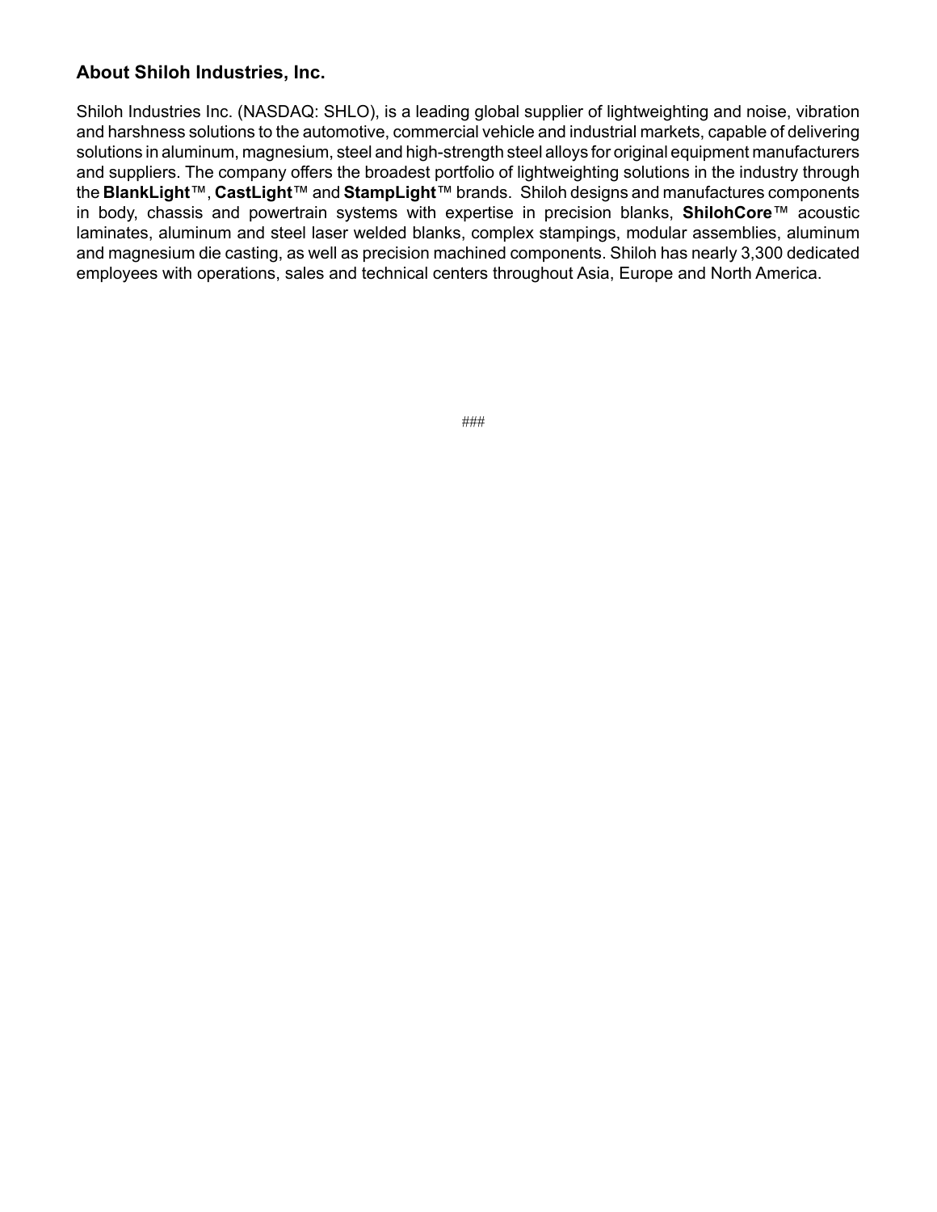## About Shiloh Industries, Inc.

Shiloh Industries Inc. (NASDAQ: SHLO), is a leading global supplier of lightweighting and noise, vibration and harshness solutions to the automotive, commercial vehicle and industrial markets, capable of delivering solutions in aluminum, magnesium, steel and high-strength steel alloys for original equipment manufacturers and suppliers. The company offers the broadest portfolio of lightweighting solutions in the industry through the **BlankLight**™, **CastLight**™ and **StampLight**™ brands. Shiloh designs and manufactures components in body, chassis and powertrain systems with expertise in precision blanks, **ShilohCore**™ acoustic laminates, aluminum and steel laser welded blanks, complex stampings, modular assemblies, aluminum and magnesium die casting, as well as precision machined components. Shiloh has nearly 3,300 dedicated employees with operations, sales and technical centers throughout Asia, Europe and North America.

###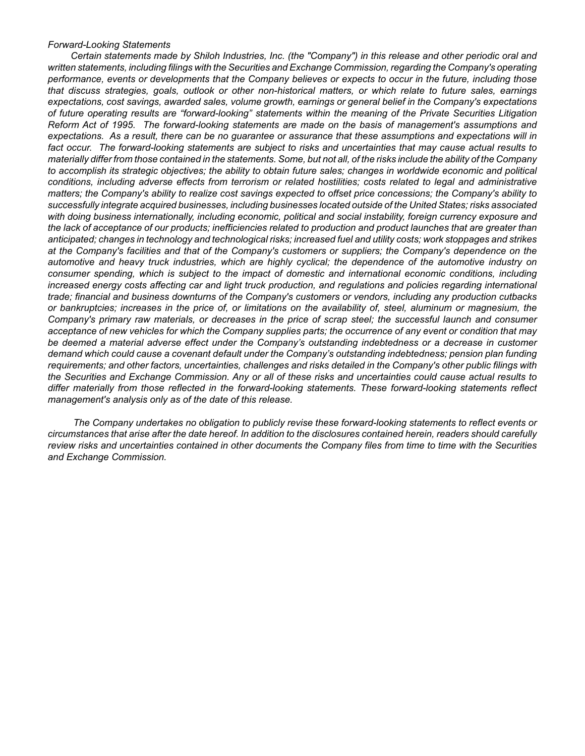*Forward-Looking Statements*

*Certain statements made by Shiloh Industries, Inc. (the "Company") in this release and other periodic oral and written statements, including filings with the Securities and Exchange Commission, regarding the Company's operating performance, events or developments that the Company believes or expects to occur in the future, including those that discuss strategies, goals, outlook or other non-historical matters, or which relate to future sales, earnings expectations, cost savings, awarded sales, volume growth, earnings or general belief in the Company's expectations of future operating results are "forward-looking" statements within the meaning of the Private Securities Litigation Reform Act of 1995. The forward-looking statements are made on the basis of management's assumptions and expectations. As a result, there can be no guarantee or assurance that these assumptions and expectations will in fact occur. The forward-looking statements are subject to risks and uncertainties that may cause actual results to materially differ from those contained in the statements. Some, but not all, of the risks include the ability of the Company to accomplish its strategic objectives; the ability to obtain future sales; changes in worldwide economic and political conditions, including adverse effects from terrorism or related hostilities; costs related to legal and administrative matters; the Company's ability to realize cost savings expected to offset price concessions; the Company's ability to successfully integrate acquired businesses, including businesses located outside of the United States; risks associated with doing business internationally, including economic, political and social instability, foreign currency exposure and the lack of acceptance of our products; inefficiencies related to production and product launches that are greater than anticipated; changes in technology and technological risks; increased fuel and utility costs; work stoppages and strikes at the Company's facilities and that of the Company's customers or suppliers; the Company's dependence on the automotive and heavy truck industries, which are highly cyclical; the dependence of the automotive industry on consumer spending, which is subject to the impact of domestic and international economic conditions, including increased energy costs affecting car and light truck production, and regulations and policies regarding international trade; financial and business downturns of the Company's customers or vendors, including any production cutbacks or bankruptcies; increases in the price of, or limitations on the availability of, steel, aluminum or magnesium, the Company's primary raw materials, or decreases in the price of scrap steel; the successful launch and consumer acceptance of new vehicles for which the Company supplies parts; the occurrence of any event or condition that may be deemed a material adverse effect under the Company's outstanding indebtedness or a decrease in customer demand which could cause a covenant default under the Company's outstanding indebtedness; pension plan funding requirements; and other factors, uncertainties, challenges and risks detailed in the Company's other public filings with the Securities and Exchange Commission. Any or all of these risks and uncertainties could cause actual results to differ materially from those reflected in the forward-looking statements. These forward-looking statements reflect management's analysis only as of the date of this release.*

*The Company undertakes no obligation to publicly revise these forward-looking statements to reflect events or circumstances that arise after the date hereof. In addition to the disclosures contained herein, readers should carefully review risks and uncertainties contained in other documents the Company files from time to time with the Securities and Exchange Commission.*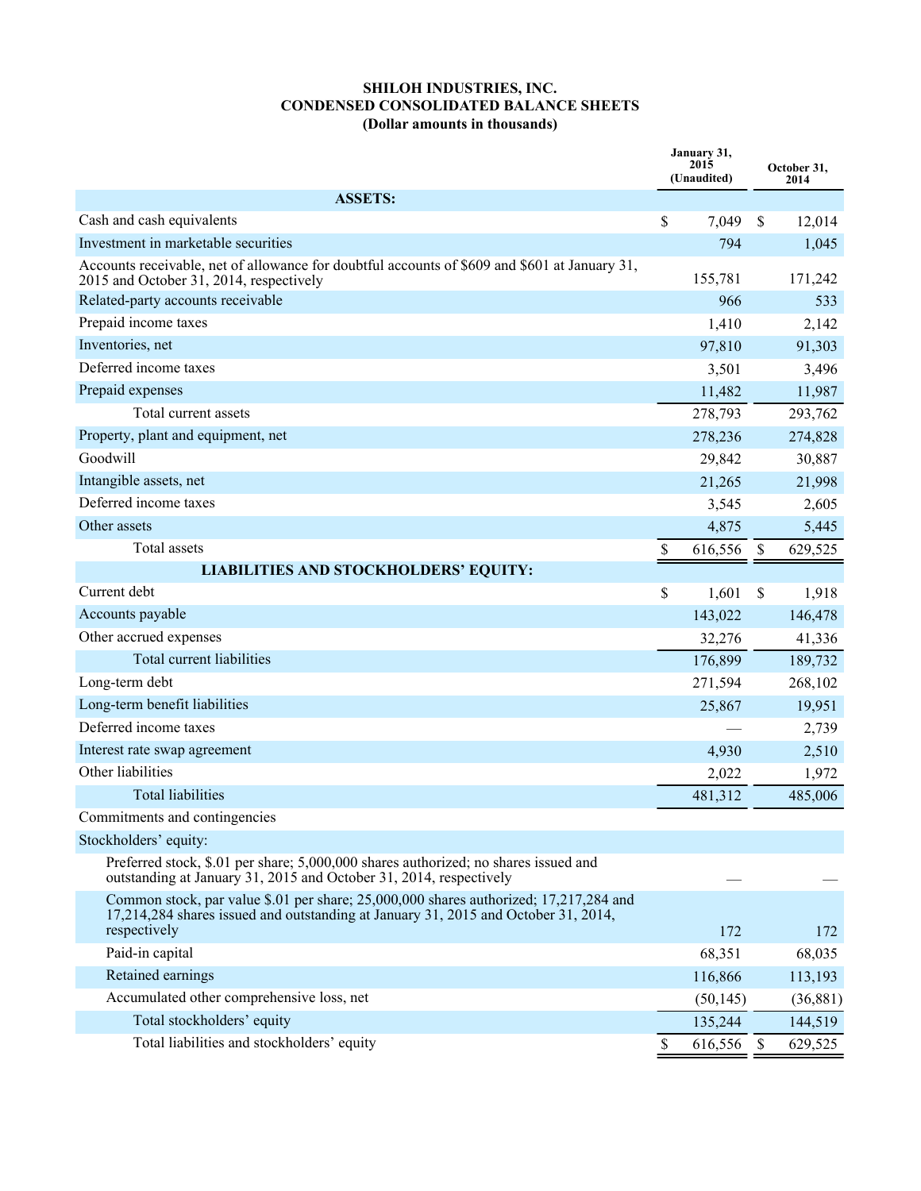**SHILOH INDUSTRIES, INC.**
**CONDENSED CONSOLIDATED BALANCE SHEETS**
**(Dollar amounts in thousands)**

| | January 31, 2015 (Unaudited) | October 31, 2014 |
|---|---|---|
| **ASSETS:** | | |
| Cash and cash equivalents | $ 7,049 | $ 12,014 |
| Investment in marketable securities | 794 | 1,045 |
| Accounts receivable, net of allowance for doubtful accounts of $609 and $601 at January 31, 2015 and October 31, 2014, respectively | 155,781 | 171,242 |
| Related-party accounts receivable | 966 | 533 |
| Prepaid income taxes | 1,410 | 2,142 |
| Inventories, net | 97,810 | 91,303 |
| Deferred income taxes | 3,501 | 3,496 |
| Prepaid expenses | 11,482 | 11,987 |
| Total current assets | 278,793 | 293,762 |
| Property, plant and equipment, net | 278,236 | 274,828 |
| Goodwill | 29,842 | 30,887 |
| Intangible assets, net | 21,265 | 21,998 |
| Deferred income taxes | 3,545 | 2,605 |
| Other assets | 4,875 | 5,445 |
| Total assets | $ 616,556 | $ 629,525 |
| **LIABILITIES AND STOCKHOLDERS' EQUITY:** | | |
| Current debt | $ 1,601 | $ 1,918 |
| Accounts payable | 143,022 | 146,478 |
| Other accrued expenses | 32,276 | 41,336 |
| Total current liabilities | 176,899 | 189,732 |
| Long-term debt | 271,594 | 268,102 |
| Long-term benefit liabilities | 25,867 | 19,951 |
| Deferred income taxes | — | 2,739 |
| Interest rate swap agreement | 4,930 | 2,510 |
| Other liabilities | 2,022 | 1,972 |
| Total liabilities | 481,312 | 485,006 |
| Commitments and contingencies | | |
| Stockholders' equity: | | |
| Preferred stock, $.01 per share; 5,000,000 shares authorized; no shares issued and outstanding at January 31, 2015 and October 31, 2014, respectively | — | — |
| Common stock, par value $.01 per share; 25,000,000 shares authorized; 17,217,284 and 17,214,284 shares issued and outstanding at January 31, 2015 and October 31, 2014, respectively | 172 | 172 |
| Paid-in capital | 68,351 | 68,035 |
| Retained earnings | 116,866 | 113,193 |
| Accumulated other comprehensive loss, net | (50,145) | (36,881) |
| Total stockholders' equity | 135,244 | 144,519 |
| Total liabilities and stockholders' equity | $ 616,556 | $ 629,525 |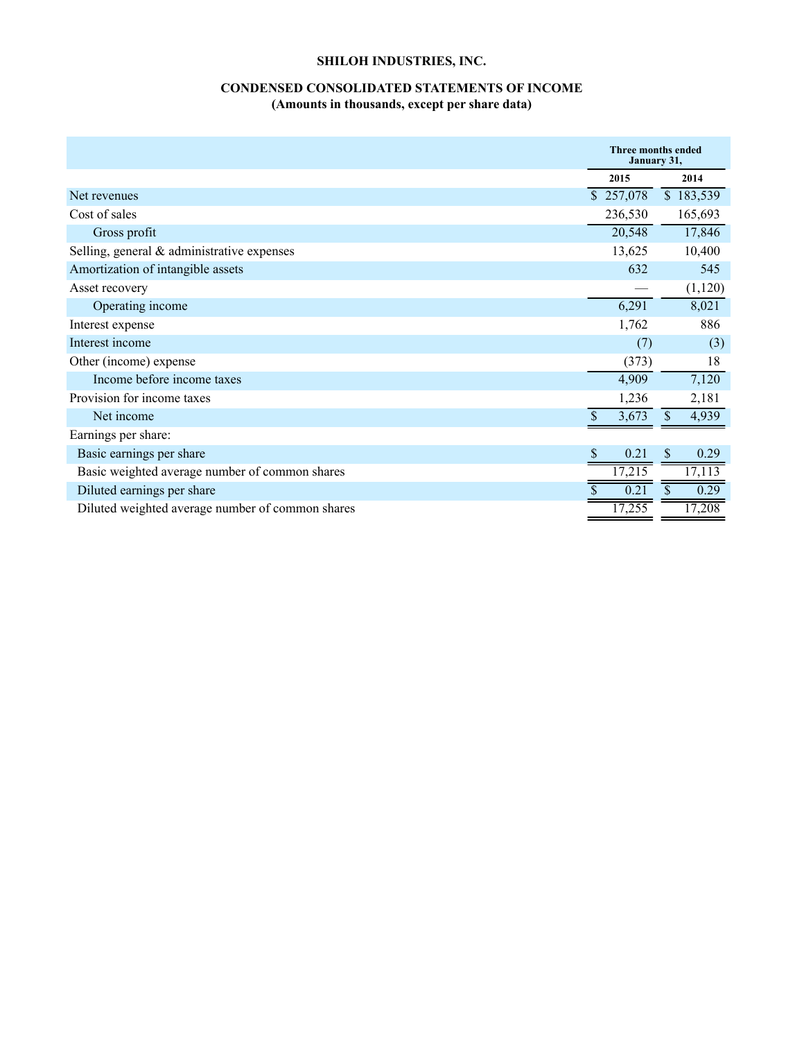**SHILOH INDUSTRIES, INC.**

**CONDENSED CONSOLIDATED STATEMENTS OF INCOME**
**(Amounts in thousands, except per share data)**

| | Three months ended January 31, | |
|---|---|---|
| | 2015 | 2014 |
| Net revenues | $ 257,078 | $ 183,539 |
| Cost of sales | 236,530 | 165,693 |
| Gross profit | 20,548 | 17,846 |
| Selling, general & administrative expenses | 13,625 | 10,400 |
| Amortization of intangible assets | 632 | 545 |
| Asset recovery | — | (1,120) |
| Operating income | 6,291 | 8,021 |
| Interest expense | 1,762 | 886 |
| Interest income | (7) | (3) |
| Other (income) expense | (373) | 18 |
| Income before income taxes | 4,909 | 7,120 |
| Provision for income taxes | 1,236 | 2,181 |
| Net income | $ 3,673 | $ 4,939 |
| Earnings per share: | | |
| Basic earnings per share | $ 0.21 | $ 0.29 |
| Basic weighted average number of common shares | 17,215 | 17,113 |
| Diluted earnings per share | $ 0.21 | $ 0.29 |
| Diluted weighted average number of common shares | 17,255 | 17,208 |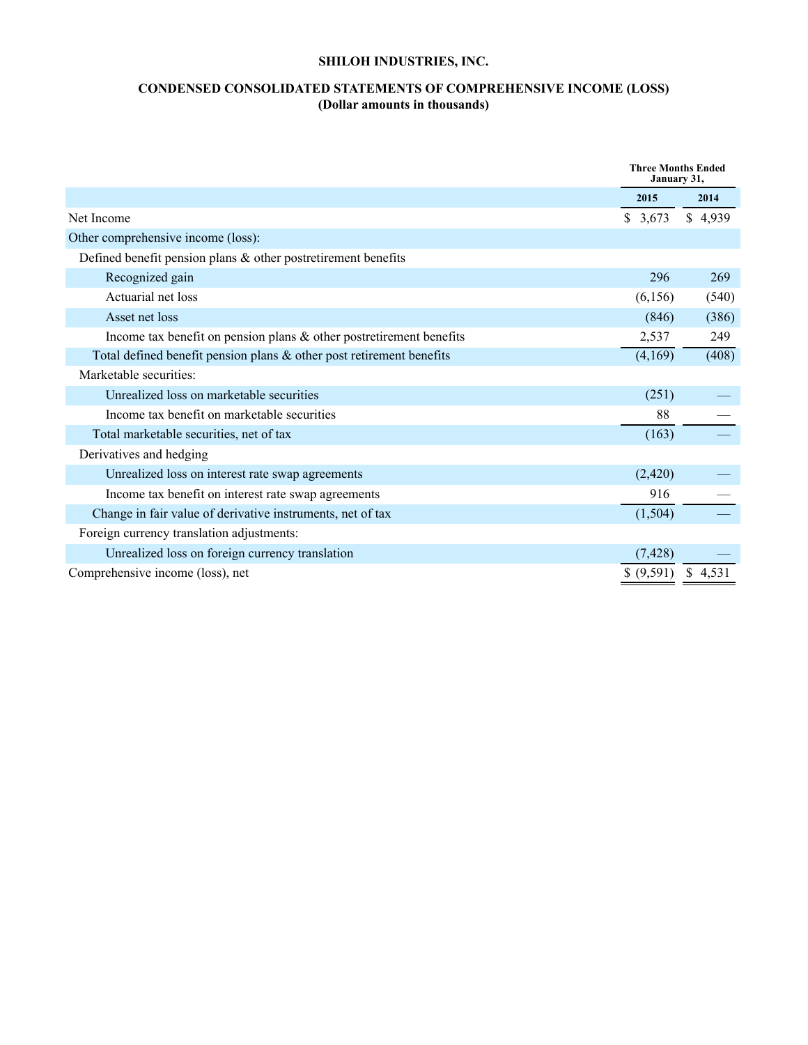**SHILOH INDUSTRIES, INC.**

**CONDENSED CONSOLIDATED STATEMENTS OF COMPREHENSIVE INCOME (LOSS)**
**(Dollar amounts in thousands)**

| | Three Months Ended January 31, | |
|---|---|---|
| | 2015 | 2014 |
| Net Income | $ 3,673 | $ 4,939 |
| Other comprehensive income (loss): | | |
| Defined benefit pension plans & other postretirement benefits | | |
| Recognized gain | 296 | 269 |
| Actuarial net loss | (6,156) | (540) |
| Asset net loss | (846) | (386) |
| Income tax benefit on pension plans & other postretirement benefits | 2,537 | 249 |
| Total defined benefit pension plans & other post retirement benefits | (4,169) | (408) |
| Marketable securities: | | |
| Unrealized loss on marketable securities | (251) | — |
| Income tax benefit on marketable securities | 88 | — |
| Total marketable securities, net of tax | (163) | — |
| Derivatives and hedging | | |
| Unrealized loss on interest rate swap agreements | (2,420) | — |
| Income tax benefit on interest rate swap agreements | 916 | — |
| Change in fair value of derivative instruments, net of tax | (1,504) | — |
| Foreign currency translation adjustments: | | |
| Unrealized loss on foreign currency translation | (7,428) | — |
| Comprehensive income (loss), net | $ (9,591) | $ 4,531 |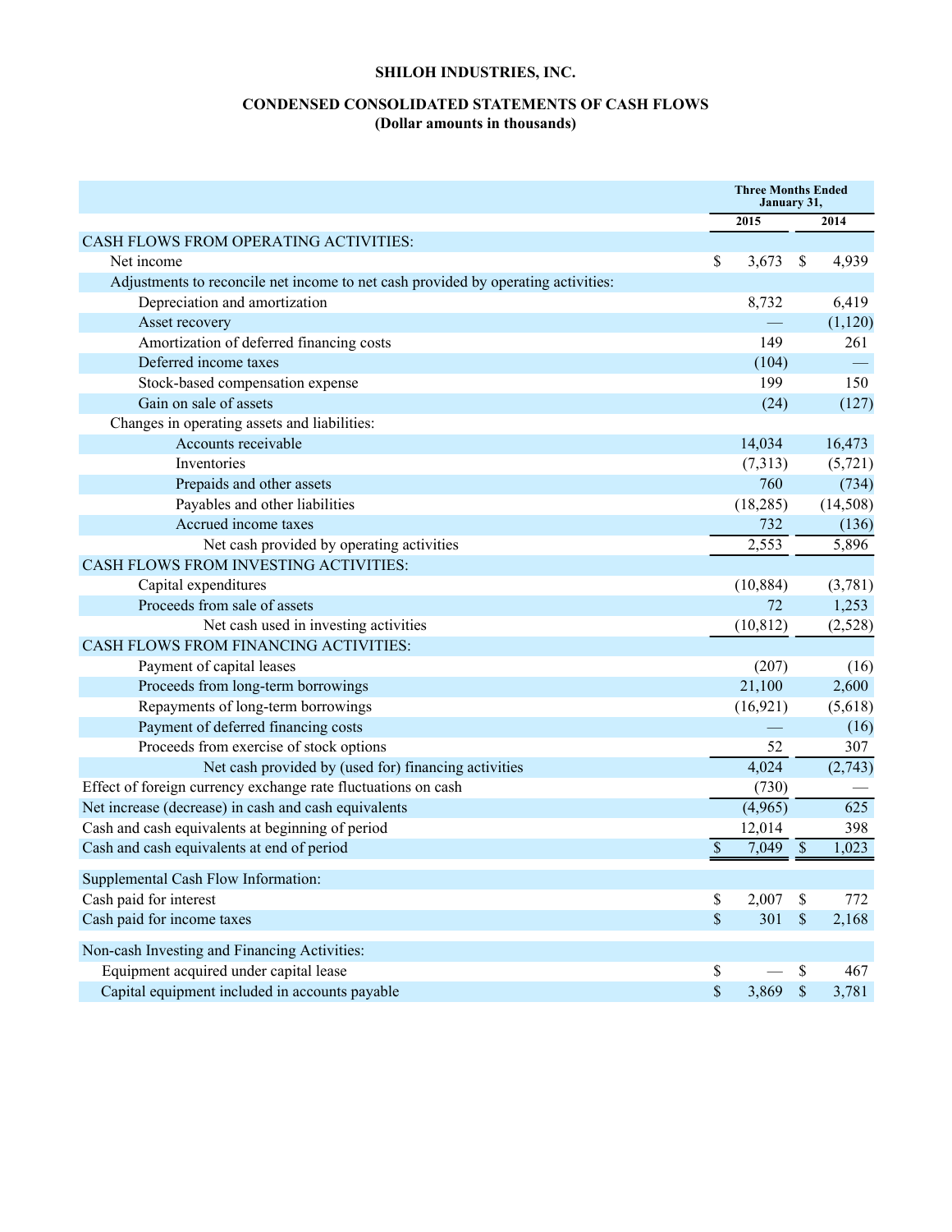**SHILOH INDUSTRIES, INC.**

**CONDENSED CONSOLIDATED STATEMENTS OF CASH FLOWS**
**(Dollar amounts in thousands)**

| | Three Months Ended January 31, | |
|---|---|---|
| | 2015 | 2014 |
| CASH FLOWS FROM OPERATING ACTIVITIES: | | |
| Net income | $ 3,673 | $ 4,939 |
| Adjustments to reconcile net income to net cash provided by operating activities: | | |
| Depreciation and amortization | 8,732 | 6,419 |
| Asset recovery | — | (1,120) |
| Amortization of deferred financing costs | 149 | 261 |
| Deferred income taxes | (104) | — |
| Stock-based compensation expense | 199 | 150 |
| Gain on sale of assets | (24) | (127) |
| Changes in operating assets and liabilities: | | |
| Accounts receivable | 14,034 | 16,473 |
| Inventories | (7,313) | (5,721) |
| Prepaids and other assets | 760 | (734) |
| Payables and other liabilities | (18,285) | (14,508) |
| Accrued income taxes | 732 | (136) |
| Net cash provided by operating activities | 2,553 | 5,896 |
| CASH FLOWS FROM INVESTING ACTIVITIES: | | |
| Capital expenditures | (10,884) | (3,781) |
| Proceeds from sale of assets | 72 | 1,253 |
| Net cash used in investing activities | (10,812) | (2,528) |
| CASH FLOWS FROM FINANCING ACTIVITIES: | | |
| Payment of capital leases | (207) | (16) |
| Proceeds from long-term borrowings | 21,100 | 2,600 |
| Repayments of long-term borrowings | (16,921) | (5,618) |
| Payment of deferred financing costs | — | (16) |
| Proceeds from exercise of stock options | 52 | 307 |
| Net cash provided by (used for) financing activities | 4,024 | (2,743) |
| Effect of foreign currency exchange rate fluctuations on cash | (730) | — |
| Net increase (decrease) in cash and cash equivalents | (4,965) | 625 |
| Cash and cash equivalents at beginning of period | 12,014 | 398 |
| Cash and cash equivalents at end of period | $ 7,049 | $ 1,023 |
| Supplemental Cash Flow Information: | | |
| Cash paid for interest | $ 2,007 | $ 772 |
| Cash paid for income taxes | $ 301 | $ 2,168 |
| Non-cash Investing and Financing Activities: | | |
| Equipment acquired under capital lease | $ — | $ 467 |
| Capital equipment included in accounts payable | $ 3,869 | $ 3,781 |